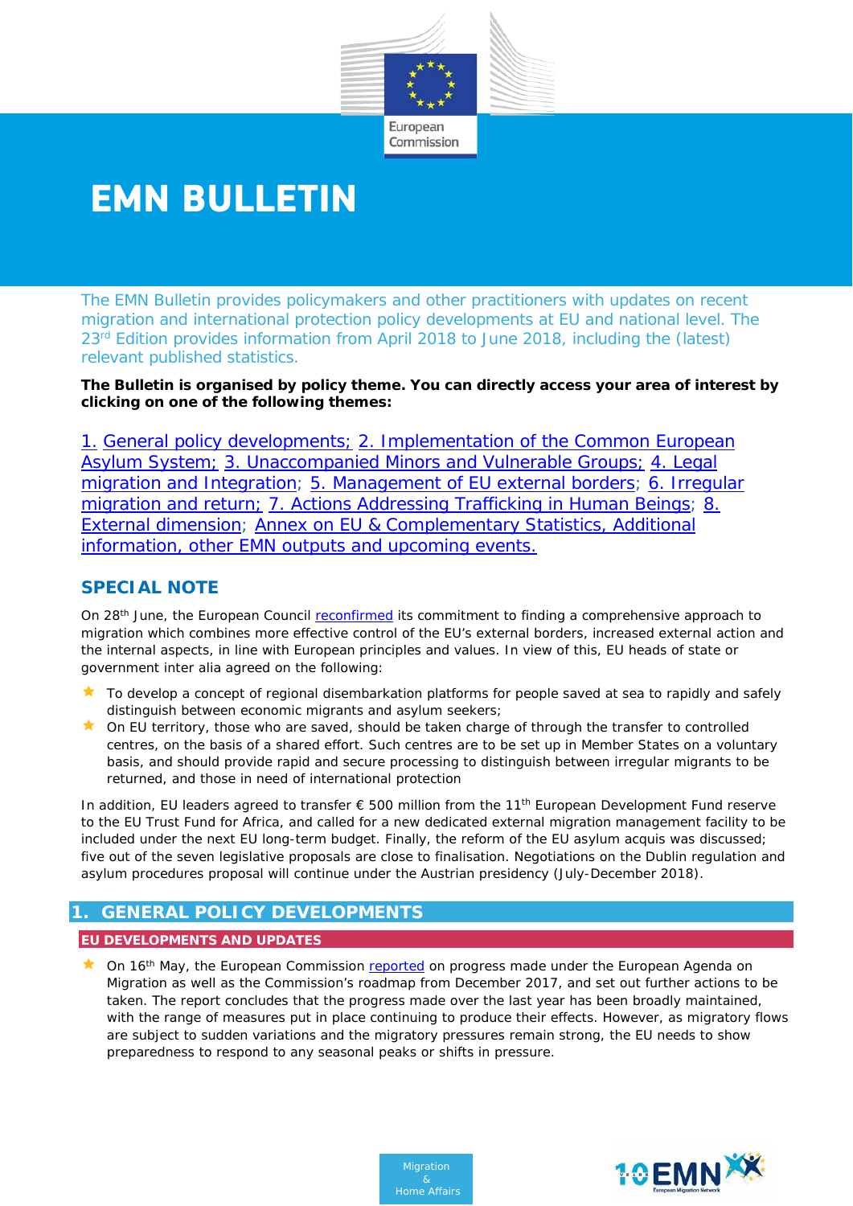# EMN BULLETIN

The EMN Bulletin provides policymakers and other practitioners with updates on recent migration and international protection policy developments at EU and national level. The 23rd Edition provides information from April 2018 to June 2018, including the (latest) relevant published statistics.

**The Bulletin is organised by policy theme. You can directly access your area of interest by clicking on one of the following themes:**

1. General policy developments; 2. Implementation of the Common European Asylum System; 3. Unaccompanied Minors and Vulnerable Groups; 4. Legal migration and Integration; 5. Management of EU external borders; 6. Irregular migration and return; 7. Actions Addressing Trafficking in Human Beings; 8. External dimension; Annex on EU & Complementary Statistics, Additional information, other EMN outputs and upcoming events.

## SPECIAL NOTE

On 28th June, the European Council reconfirmed its commitment to finding a comprehensive approach to migration which combines more effective control of the EU's external borders, increased external action and the internal aspects, in line with European principles and values. In view of this, EU heads of state or government inter alia agreed on the following:

- To develop a concept of regional disembarkation platforms for people saved at sea to rapidly and safely distinguish between economic migrants and asylum seekers;
- On EU territory, those who are saved, should be taken charge of through the transfer to controlled centres, on the basis of a shared effort. Such centres are to be set up in Member States on a voluntary basis, and should provide rapid and secure processing to distinguish between irregular migrants to be returned, and those in need of international protection

In addition, EU leaders agreed to transfer € 500 million from the 11th European Development Fund reserve to the EU Trust Fund for Africa, and called for a new dedicated external migration management facility to be included under the next EU long-term budget. Finally, the reform of the EU asylum acquis was discussed; five out of the seven legislative proposals are close to finalisation. Negotiations on the Dublin regulation and asylum procedures proposal will continue under the Austrian presidency (July-December 2018).

## 1. GENERAL POLICY DEVELOPMENTS

### EU DEVELOPMENTS AND UPDATES

- On 16th May, the European Commission reported on progress made under the European Agenda on Migration as well as the Commission's roadmap from December 2017, and set out further actions to be taken. The report concludes that the progress made over the last year has been broadly maintained, with the range of measures put in place continuing to produce their effects. However, as migratory flows are subject to sudden variations and the migratory pressures remain strong, the EU needs to show preparedness to respond to any seasonal peaks or shifts in pressure.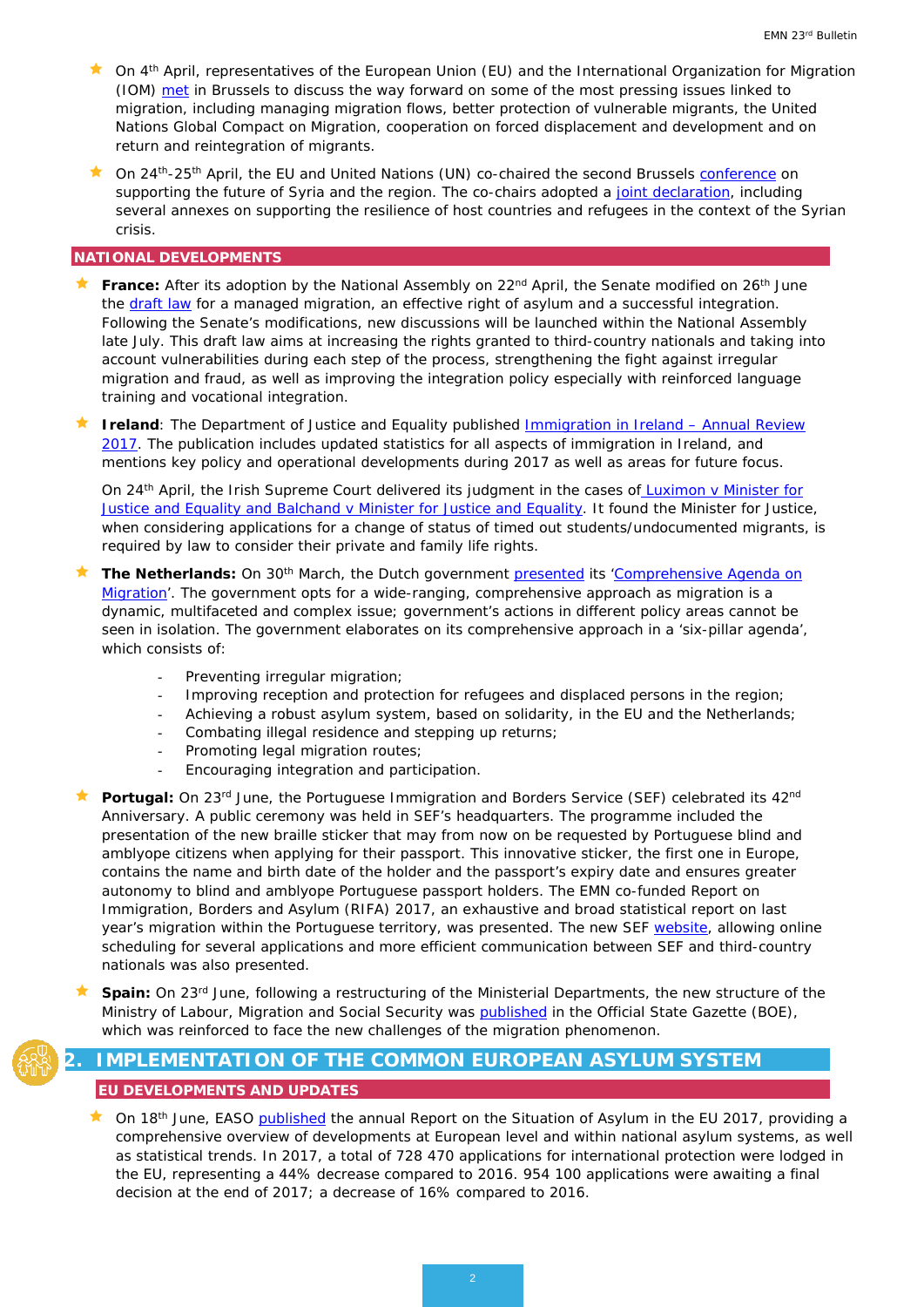- On 4th April, representatives of the European Union (EU) and the International Organization for Migration (IOM) met in Brussels to discuss the way forward on some of the most pressing issues linked to migration, including managing migration flows, better protection of vulnerable migrants, the United Nations Global Compact on Migration, cooperation on forced displacement and development and on return and reintegration of migrants.
- On 24th-25th April, the EU and United Nations (UN) co-chaired the second Brussels conference on supporting the future of Syria and the region. The co-chairs adopted a joint declaration, including several annexes on supporting the resilience of host countries and refugees in the context of the Syrian crisis.

### NATIONAL DEVELOPMENTS

- **France:** After its adoption by the National Assembly on 22nd April, the Senate modified on 26th June the draft law for a managed migration, an effective right of asylum and a successful integration. Following the Senate's modifications, new discussions will be launched within the National Assembly late July. This draft law aims at increasing the rights granted to third-country nationals and taking into account vulnerabilities during each step of the process, strengthening the fight against irregular migration and fraud, as well as improving the integration policy especially with reinforced language training and vocational integration.
- **Ireland**: The Department of Justice and Equality published Immigration in Ireland – Annual Review 2017. The publication includes updated statistics for all aspects of immigration in Ireland, and mentions key policy and operational developments during 2017 as well as areas for future focus.

  On 24th April, the Irish Supreme Court delivered its judgment in the cases of Luximon v Minister for Justice and Equality and Balchand v Minister for Justice and Equality. It found the Minister for Justice, when considering applications for a change of status of timed out students/undocumented migrants, is required by law to consider their private and family life rights.
- **The Netherlands:** On 30th March, the Dutch government presented its 'Comprehensive Agenda on Migration'. The government opts for a wide-ranging, comprehensive approach as migration is a dynamic, multifaceted and complex issue; government's actions in different policy areas cannot be seen in isolation. The government elaborates on its comprehensive approach in a 'six-pillar agenda', which consists of:
  - Preventing irregular migration;
  - Improving reception and protection for refugees and displaced persons in the region;
  - Achieving a robust asylum system, based on solidarity, in the EU and the Netherlands;
  - Combating illegal residence and stepping up returns;
  - Promoting legal migration routes;
  - Encouraging integration and participation.
- **Portugal:** On 23rd June, the Portuguese Immigration and Borders Service (SEF) celebrated its 42nd Anniversary. A public ceremony was held in SEF's headquarters. The programme included the presentation of the new braille sticker that may from now on be requested by Portuguese blind and amblyope citizens when applying for their passport. This innovative sticker, the first one in Europe, contains the name and birth date of the holder and the passport's expiry date and ensures greater autonomy to blind and amblyope Portuguese passport holders. The EMN co-funded Report on Immigration, Borders and Asylum (RIFA) 2017, an exhaustive and broad statistical report on last year's migration within the Portuguese territory, was presented. The new SEF website, allowing online scheduling for several applications and more efficient communication between SEF and third-country nationals was also presented.
- **Spain:** On 23rd June, following a restructuring of the Ministerial Departments, the new structure of the Ministry of Labour, Migration and Social Security was published in the Official State Gazette (BOE), which was reinforced to face the new challenges of the migration phenomenon.

## 2. IMPLEMENTATION OF THE COMMON EUROPEAN ASYLUM SYSTEM

### EU DEVELOPMENTS AND UPDATES

- On 18th June, EASO published the annual Report on the Situation of Asylum in the EU 2017, providing a comprehensive overview of developments at European level and within national asylum systems, as well as statistical trends. In 2017, a total of 728 470 applications for international protection were lodged in the EU, representing a 44% decrease compared to 2016. 954 100 applications were awaiting a final decision at the end of 2017; a decrease of 16% compared to 2016.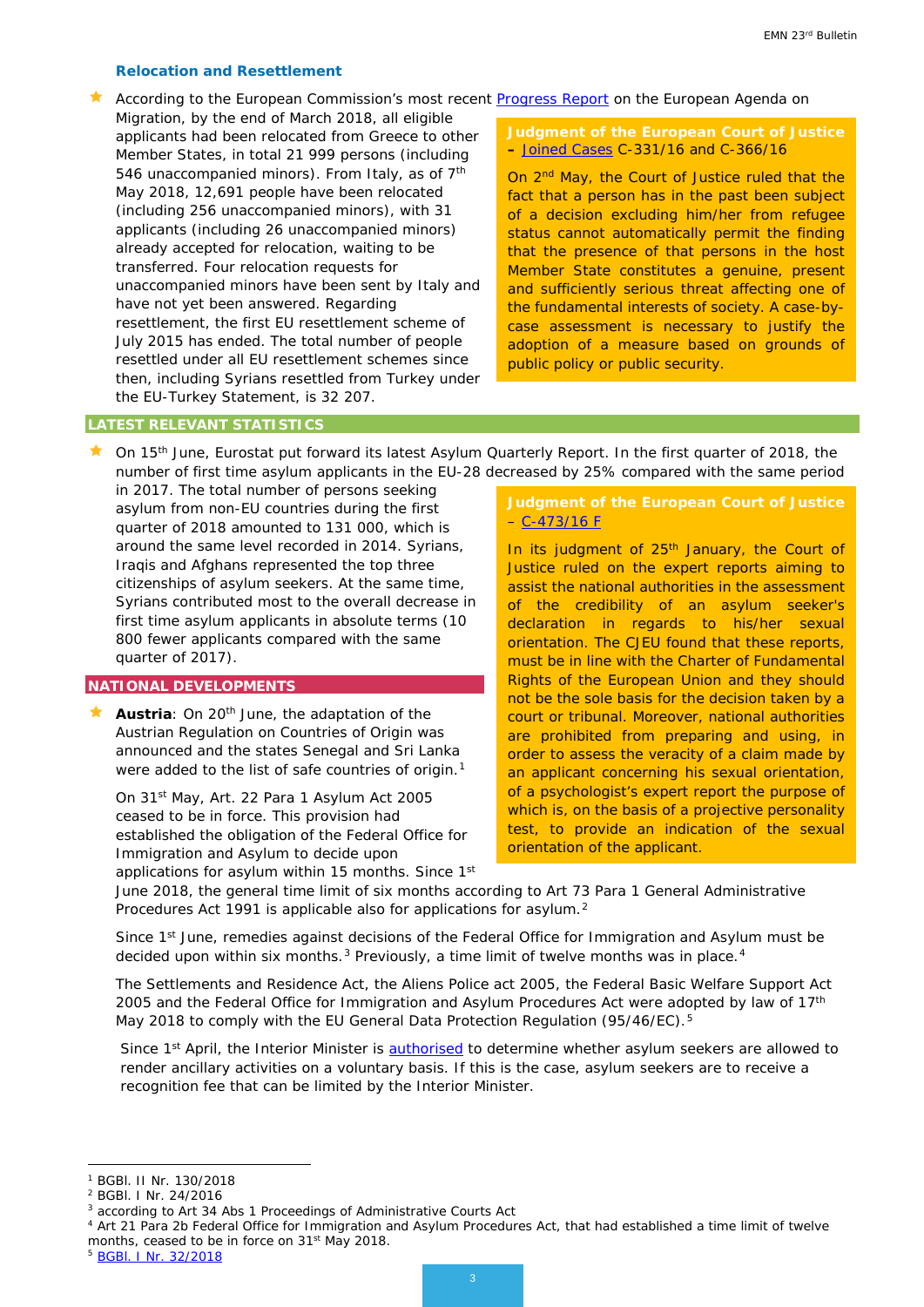### Relocation and Resettlement

- According to the European Commission's most recent [Progress Report](#) on the European Agenda on Migration, by the end of March 2018, all eligible applicants had been relocated from Greece to other Member States, in total 21 999 persons (including 546 unaccompanied minors). From Italy, as of 7th May 2018, 12,691 people have been relocated (including 256 unaccompanied minors), with 31 applicants (including 26 unaccompanied minors) already accepted for relocation, waiting to be transferred. Four relocation requests for unaccompanied minors have been sent by Italy and have not yet been answered. Regarding resettlement, the first EU resettlement scheme of July 2015 has ended. The total number of people resettled under all EU resettlement schemes since then, including Syrians resettled from Turkey under the EU-Turkey Statement, is 32 207.

> **Judgment of the European Court of Justice – [Joined Cases](#) C-331/16 and C-366/16**
>
> On 2nd May, the Court of Justice ruled that the fact that a person has in the past been subject of a decision excluding him/her from refugee status cannot automatically permit the finding that the presence of that persons in the host Member State constitutes a genuine, present and sufficiently serious threat affecting one of the fundamental interests of society. A case-by-case assessment is necessary to justify the adoption of a measure based on grounds of public policy or public security.

## LATEST RELEVANT STATISTICS

- On 15th June, Eurostat put forward its latest Asylum Quarterly Report. In the first quarter of 2018, the number of first time asylum applicants in the EU-28 decreased by 25% compared with the same period in 2017. The total number of persons seeking asylum from non-EU countries during the first quarter of 2018 amounted to 131 000, which is around the same level recorded in 2014. Syrians, Iraqis and Afghans represented the top three citizenships of asylum seekers. At the same time, Syrians contributed most to the overall decrease in first time asylum applicants in absolute terms (10 800 fewer applicants compared with the same quarter of 2017).

> **Judgment of the European Court of Justice – [C-473/16 F](#)**
>
> In its judgment of 25th January, the Court of Justice ruled on the expert reports aiming to assist the national authorities in the assessment of the credibility of an asylum seeker's declaration in regards to his/her sexual orientation. The CJEU found that these reports, must be in line with the Charter of Fundamental Rights of the European Union and they should not be the sole basis for the decision taken by a court or tribunal. Moreover, national authorities are prohibited from preparing and using, in order to assess the veracity of a claim made by an applicant concerning his sexual orientation, of a psychologist's expert report the purpose of which is, on the basis of a projective personality test, to provide an indication of the sexual orientation of the applicant.

## NATIONAL DEVELOPMENTS

- **Austria**: On 20th June, the adaptation of the Austrian Regulation on Countries of Origin was announced and the states Senegal and Sri Lanka were added to the list of safe countries of origin.[1]

  On 31st May, Art. 22 Para 1 Asylum Act 2005 ceased to be in force. This provision had established the obligation of the Federal Office for Immigration and Asylum to decide upon applications for asylum within 15 months. Since 1st June 2018, the general time limit of six months according to Art 73 Para 1 General Administrative Procedures Act 1991 is applicable also for applications for asylum.[2]

  Since 1st June, remedies against decisions of the Federal Office for Immigration and Asylum must be decided upon within six months.[3] Previously, a time limit of twelve months was in place.[4]

  The Settlements and Residence Act, the Aliens Police act 2005, the Federal Basic Welfare Support Act 2005 and the Federal Office for Immigration and Asylum Procedures Act were adopted by law of 17th May 2018 to comply with the EU General Data Protection Regulation (95/46/EC).[5]

  Since 1st April, the Interior Minister is [authorised](#) to determine whether asylum seekers are allowed to render ancillary activities on a voluntary basis. If this is the case, asylum seekers are to receive a recognition fee that can be limited by the Interior Minister.

---

[1] BGBl. II Nr. 130/2018

[2] BGBl. I Nr. 24/2016

[3] according to Art 34 Abs 1 Proceedings of Administrative Courts Act

[4] Art 21 Para 2b Federal Office for Immigration and Asylum Procedures Act, that had established a time limit of twelve months, ceased to be in force on 31st May 2018.

[5] [BGBl. I Nr. 32/2018](#)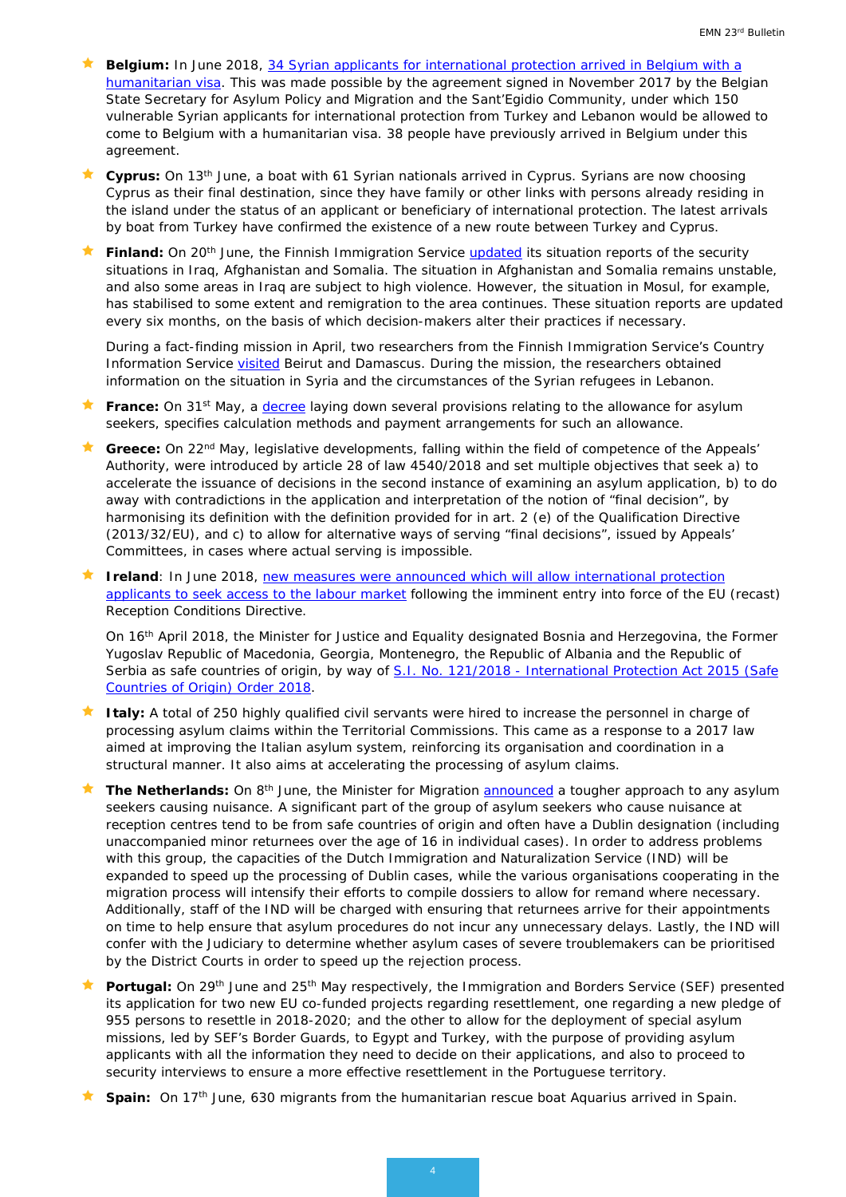- **Belgium:** In June 2018, 34 Syrian applicants for international protection arrived in Belgium with a humanitarian visa. This was made possible by the agreement signed in November 2017 by the Belgian State Secretary for Asylum Policy and Migration and the Sant'Egidio Community, under which 150 vulnerable Syrian applicants for international protection from Turkey and Lebanon would be allowed to come to Belgium with a humanitarian visa. 38 people have previously arrived in Belgium under this agreement.

- **Cyprus:** On 13th June, a boat with 61 Syrian nationals arrived in Cyprus. Syrians are now choosing Cyprus as their final destination, since they have family or other links with persons already residing in the island under the status of an applicant or beneficiary of international protection. The latest arrivals by boat from Turkey have confirmed the existence of a new route between Turkey and Cyprus.

- **Finland:** On 20th June, the Finnish Immigration Service updated its situation reports of the security situations in Iraq, Afghanistan and Somalia. The situation in Afghanistan and Somalia remains unstable, and also some areas in Iraq are subject to high violence. However, the situation in Mosul, for example, has stabilised to some extent and remigration to the area continues. These situation reports are updated every six months, on the basis of which decision-makers alter their practices if necessary.

  During a fact-finding mission in April, two researchers from the Finnish Immigration Service's Country Information Service visited Beirut and Damascus. During the mission, the researchers obtained information on the situation in Syria and the circumstances of the Syrian refugees in Lebanon.

- **France:** On 31st May, a decree laying down several provisions relating to the allowance for asylum seekers, specifies calculation methods and payment arrangements for such an allowance.

- **Greece:** On 22nd May, legislative developments, falling within the field of competence of the Appeals' Authority, were introduced by article 28 of law 4540/2018 and set multiple objectives that seek a) to accelerate the issuance of decisions in the second instance of examining an asylum application, b) to do away with contradictions in the application and interpretation of the notion of "final decision", by harmonising its definition with the definition provided for in art. 2 (e) of the Qualification Directive (2013/32/EU), and c) to allow for alternative ways of serving "final decisions", issued by Appeals' Committees, in cases where actual serving is impossible.

- **Ireland**: In June 2018, new measures were announced which will allow international protection applicants to seek access to the labour market following the imminent entry into force of the EU (recast) Reception Conditions Directive.

  On 16th April 2018, the Minister for Justice and Equality designated Bosnia and Herzegovina, the Former Yugoslav Republic of Macedonia, Georgia, Montenegro, the Republic of Albania and the Republic of Serbia as safe countries of origin, by way of S.I. No. 121/2018 - International Protection Act 2015 (Safe Countries of Origin) Order 2018.

- **Italy:** A total of 250 highly qualified civil servants were hired to increase the personnel in charge of processing asylum claims within the Territorial Commissions. This came as a response to a 2017 law aimed at improving the Italian asylum system, reinforcing its organisation and coordination in a structural manner. It also aims at accelerating the processing of asylum claims.

- **The Netherlands:** On 8th June, the Minister for Migration announced a tougher approach to any asylum seekers causing nuisance. A significant part of the group of asylum seekers who cause nuisance at reception centres tend to be from safe countries of origin and often have a Dublin designation (including unaccompanied minor returnees over the age of 16 in individual cases). In order to address problems with this group, the capacities of the Dutch Immigration and Naturalization Service (IND) will be expanded to speed up the processing of Dublin cases, while the various organisations cooperating in the migration process will intensify their efforts to compile dossiers to allow for remand where necessary. Additionally, staff of the IND will be charged with ensuring that returnees arrive for their appointments on time to help ensure that asylum procedures do not incur any unnecessary delays. Lastly, the IND will confer with the Judiciary to determine whether asylum cases of severe troublemakers can be prioritised by the District Courts in order to speed up the rejection process.

- **Portugal:** On 29th June and 25th May respectively, the Immigration and Borders Service (SEF) presented its application for two new EU co-funded projects regarding resettlement, one regarding a new pledge of 955 persons to resettle in 2018-2020; and the other to allow for the deployment of special asylum missions, led by SEF's Border Guards, to Egypt and Turkey, with the purpose of providing asylum applicants with all the information they need to decide on their applications, and also to proceed to security interviews to ensure a more effective resettlement in the Portuguese territory.

- **Spain:** On 17th June, 630 migrants from the humanitarian rescue boat Aquarius arrived in Spain.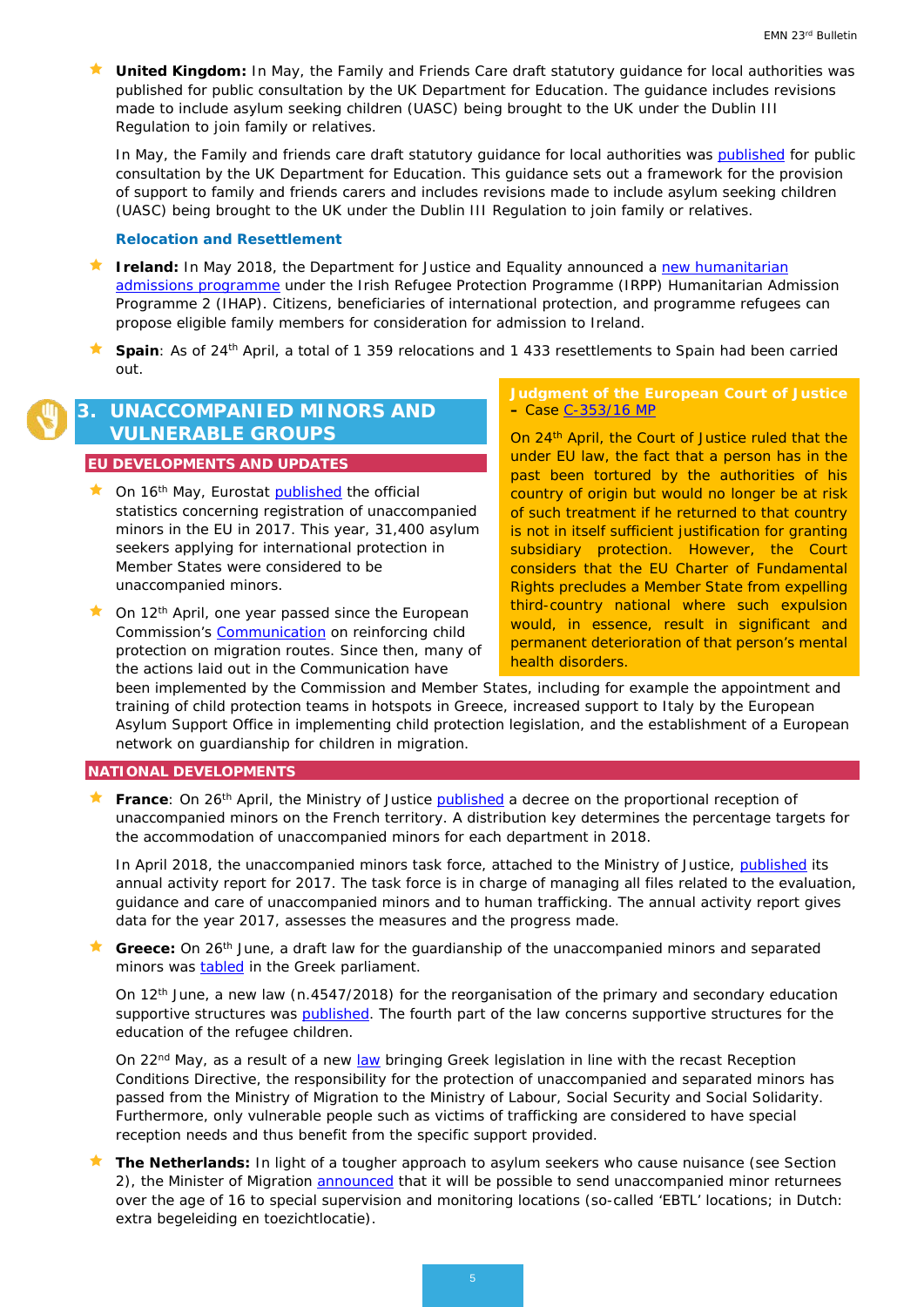- **United Kingdom:** In May, the Family and Friends Care draft statutory guidance for local authorities was published for public consultation by the UK Department for Education. The guidance includes revisions made to include asylum seeking children (UASC) being brought to the UK under the Dublin III Regulation to join family or relatives.

  In May, the Family and friends care draft statutory guidance for local authorities was published for public consultation by the UK Department for Education. This guidance sets out a framework for the provision of support to family and friends carers and includes revisions made to include asylum seeking children (UASC) being brought to the UK under the Dublin III Regulation to join family or relatives.

### Relocation and Resettlement

- **Ireland:** In May 2018, the Department for Justice and Equality announced a new humanitarian admissions programme under the Irish Refugee Protection Programme (IRPP) Humanitarian Admission Programme 2 (IHAP). Citizens, beneficiaries of international protection, and programme refugees can propose eligible family members for consideration for admission to Ireland.
- **Spain**: As of 24th April, a total of 1 359 relocations and 1 433 resettlements to Spain had been carried out.

## 3. UNACCOMPANIED MINORS AND VULNERABLE GROUPS

### EU DEVELOPMENTS AND UPDATES

- On 16th May, Eurostat published the official statistics concerning registration of unaccompanied minors in the EU in 2017. This year, 31,400 asylum seekers applying for international protection in Member States were considered to be unaccompanied minors.
- On 12th April, one year passed since the European Commission's Communication on reinforcing child protection on migration routes. Since then, many of the actions laid out in the Communication have been implemented by the Commission and Member States, including for example the appointment and training of child protection teams in hotspots in Greece, increased support to Italy by the European Asylum Support Office in implementing child protection legislation, and the establishment of a European network on guardianship for children in migration.

**Judgment of the European Court of Justice – Case C-353/16 MP**

On 24th April, the Court of Justice ruled that the under EU law, the fact that a person has in the past been tortured by the authorities of his country of origin but would no longer be at risk of such treatment if he returned to that country is not in itself sufficient justification for granting subsidiary protection. However, the Court considers that the EU Charter of Fundamental Rights precludes a Member State from expelling third-country national where such expulsion would, in essence, result in significant and permanent deterioration of that person's mental health disorders.

### NATIONAL DEVELOPMENTS

- **France**: On 26th April, the Ministry of Justice published a decree on the proportional reception of unaccompanied minors on the French territory. A distribution key determines the percentage targets for the accommodation of unaccompanied minors for each department in 2018.

  In April 2018, the unaccompanied minors task force, attached to the Ministry of Justice, published its annual activity report for 2017. The task force is in charge of managing all files related to the evaluation, guidance and care of unaccompanied minors and to human trafficking. The annual activity report gives data for the year 2017, assesses the measures and the progress made.

- **Greece:** On 26th June, a draft law for the guardianship of the unaccompanied minors and separated minors was tabled in the Greek parliament.

  On 12th June, a new law (n.4547/2018) for the reorganisation of the primary and secondary education supportive structures was published. The fourth part of the law concerns supportive structures for the education of the refugee children.

  On 22nd May, as a result of a new law bringing Greek legislation in line with the recast Reception Conditions Directive, the responsibility for the protection of unaccompanied and separated minors has passed from the Ministry of Migration to the Ministry of Labour, Social Security and Social Solidarity. Furthermore, only vulnerable people such as victims of trafficking are considered to have special reception needs and thus benefit from the specific support provided.

- **The Netherlands:** In light of a tougher approach to asylum seekers who cause nuisance (see Section 2), the Minister of Migration announced that it will be possible to send unaccompanied minor returnees over the age of 16 to special supervision and monitoring locations (so-called 'EBTL' locations; in Dutch: extra begeleiding en toezichtlocatie).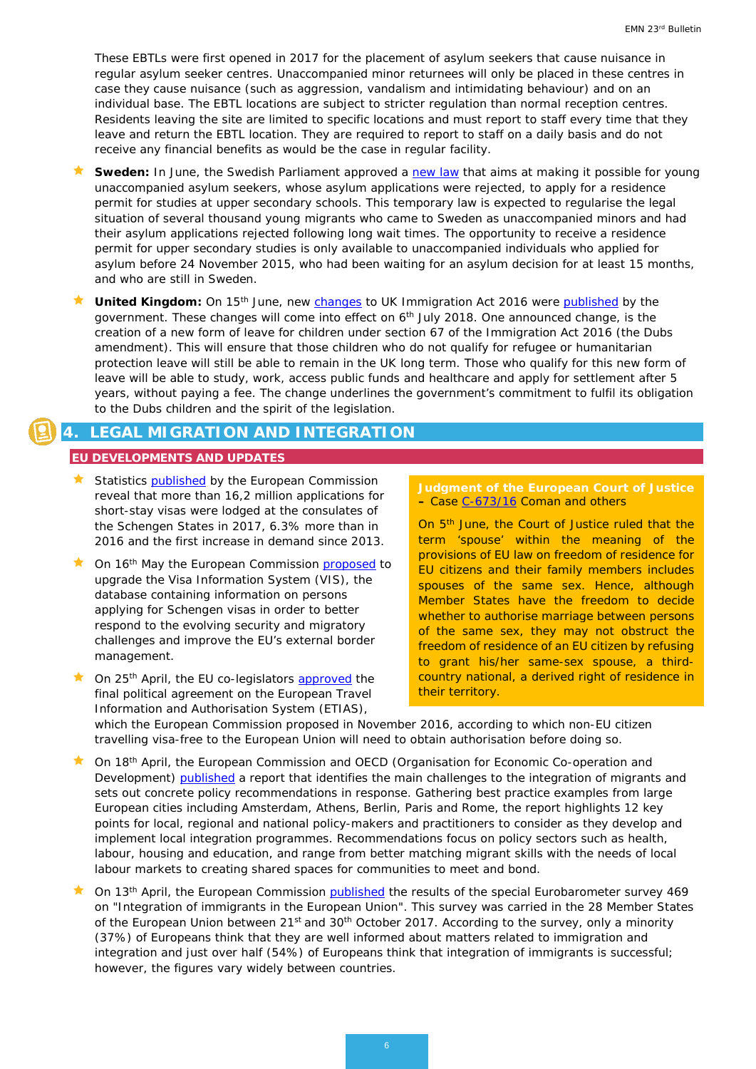These EBTLs were first opened in 2017 for the placement of asylum seekers that cause nuisance in regular asylum seeker centres. Unaccompanied minor returnees will only be placed in these centres in case they cause nuisance (such as aggression, vandalism and intimidating behaviour) and on an individual base. The EBTL locations are subject to stricter regulation than normal reception centres. Residents leaving the site are limited to specific locations and must report to staff every time that they leave and return the EBTL location. They are required to report to staff on a daily basis and do not receive any financial benefits as would be the case in regular facility.

- **Sweden:** In June, the Swedish Parliament approved a new law that aims at making it possible for young unaccompanied asylum seekers, whose asylum applications were rejected, to apply for a residence permit for studies at upper secondary schools. This temporary law is expected to regularise the legal situation of several thousand young migrants who came to Sweden as unaccompanied minors and had their asylum applications rejected following long wait times. The opportunity to receive a residence permit for upper secondary studies is only available to unaccompanied individuals who applied for asylum before 24 November 2015, who had been waiting for an asylum decision for at least 15 months, and who are still in Sweden.
- **United Kingdom:** On 15th June, new changes to UK Immigration Act 2016 were published by the government. These changes will come into effect on 6th July 2018. One announced change, is the creation of a new form of leave for children under section 67 of the Immigration Act 2016 (the Dubs amendment). This will ensure that those children who do not qualify for refugee or humanitarian protection leave will still be able to remain in the UK long term. Those who qualify for this new form of leave will be able to study, work, access public funds and healthcare and apply for settlement after 5 years, without paying a fee. The change underlines the government's commitment to fulfil its obligation to the Dubs children and the spirit of the legislation.

## 4. LEGAL MIGRATION AND INTEGRATION

### EU DEVELOPMENTS AND UPDATES

- Statistics published by the European Commission reveal that more than 16,2 million applications for short-stay visas were lodged at the consulates of the Schengen States in 2017, 6.3% more than in 2016 and the first increase in demand since 2013.
- On 16th May the European Commission proposed to upgrade the Visa Information System (VIS), the database containing information on persons applying for Schengen visas in order to better respond to the evolving security and migratory challenges and improve the EU's external border management.
- On 25th April, the EU co-legislators approved the final political agreement on the European Travel Information and Authorisation System (ETIAS), which the European Commission proposed in November 2016, according to which non-EU citizen travelling visa-free to the European Union will need to obtain authorisation before doing so.
- On 18th April, the European Commission and OECD (Organisation for Economic Co-operation and Development) published a report that identifies the main challenges to the integration of migrants and sets out concrete policy recommendations in response. Gathering best practice examples from large European cities including Amsterdam, Athens, Berlin, Paris and Rome, the report highlights 12 key points for local, regional and national policy-makers and practitioners to consider as they develop and implement local integration programmes. Recommendations focus on policy sectors such as health, labour, housing and education, and range from better matching migrant skills with the needs of local labour markets to creating shared spaces for communities to meet and bond.
- On 13th April, the European Commission published the results of the special Eurobarometer survey 469 on "Integration of immigrants in the European Union". This survey was carried in the 28 Member States of the European Union between 21st and 30th October 2017. According to the survey, only a minority (37%) of Europeans think that they are well informed about matters related to immigration and integration and just over half (54%) of Europeans think that integration of immigrants is successful; however, the figures vary widely between countries.

**Judgment of the European Court of Justice – Case C-673/16 Coman and others**

On 5th June, the Court of Justice ruled that the term 'spouse' within the meaning of the provisions of EU law on freedom of residence for EU citizens and their family members includes spouses of the same sex. Hence, although Member States have the freedom to decide whether to authorise marriage between persons of the same sex, they may not obstruct the freedom of residence of an EU citizen by refusing to grant his/her same-sex spouse, a third-country national, a derived right of residence in their territory.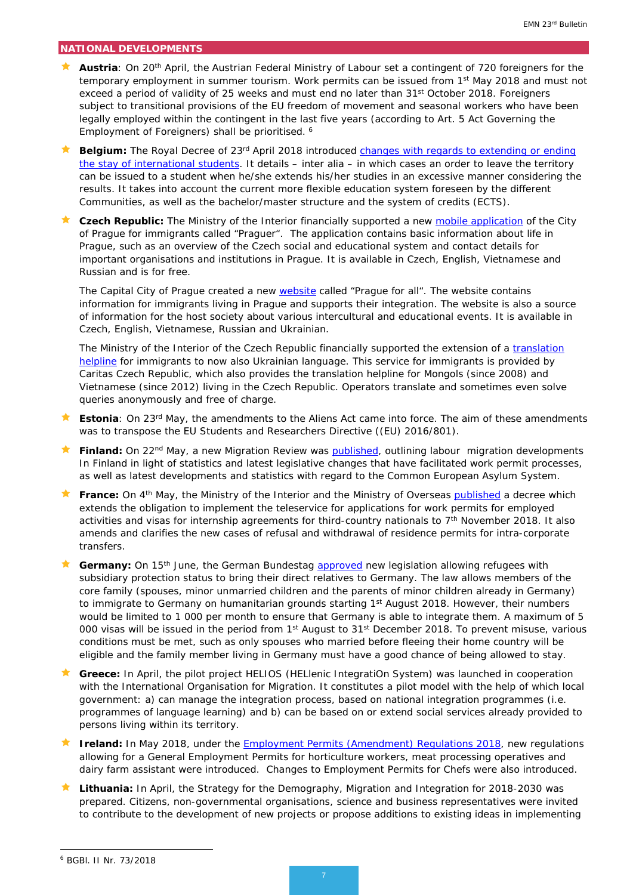## NATIONAL DEVELOPMENTS

- **Austria**: On 20th April, the Austrian Federal Ministry of Labour set a contingent of 720 foreigners for the temporary employment in summer tourism. Work permits can be issued from 1st May 2018 and must not exceed a period of validity of 25 weeks and must end no later than 31st October 2018. Foreigners subject to transitional provisions of the EU freedom of movement and seasonal workers who have been legally employed within the contingent in the last five years (according to Art. 5 Act Governing the Employment of Foreigners) shall be prioritised. [6]

- **Belgium:** The Royal Decree of 23rd April 2018 introduced changes with regards to extending or ending the stay of international students. It details – inter alia – in which cases an order to leave the territory can be issued to a student when he/she extends his/her studies in an excessive manner considering the results. It takes into account the current more flexible education system foreseen by the different Communities, as well as the bachelor/master structure and the system of credits (ECTS).

- **Czech Republic:** The Ministry of the Interior financially supported a new mobile application of the City of Prague for immigrants called "Praguer". The application contains basic information about life in Prague, such as an overview of the Czech social and educational system and contact details for important organisations and institutions in Prague. It is available in Czech, English, Vietnamese and Russian and is for free.

  The Capital City of Prague created a new website called "Prague for all". The website contains information for immigrants living in Prague and supports their integration. The website is also a source of information for the host society about various intercultural and educational events. It is available in Czech, English, Vietnamese, Russian and Ukrainian.

  The Ministry of the Interior of the Czech Republic financially supported the extension of a translation helpline for immigrants to now also Ukrainian language. This service for immigrants is provided by Caritas Czech Republic, which also provides the translation helpline for Mongols (since 2008) and Vietnamese (since 2012) living in the Czech Republic. Operators translate and sometimes even solve queries anonymously and free of charge.

- **Estonia**: On 23rd May, the amendments to the Aliens Act came into force. The aim of these amendments was to transpose the EU Students and Researchers Directive ((EU) 2016/801).

- **Finland:** On 22nd May, a new Migration Review was published, outlining labour migration developments In Finland in light of statistics and latest legislative changes that have facilitated work permit processes, as well as latest developments and statistics with regard to the Common European Asylum System.

- **France:** On 4th May, the Ministry of the Interior and the Ministry of Overseas published a decree which extends the obligation to implement the teleservice for applications for work permits for employed activities and visas for internship agreements for third-country nationals to 7th November 2018. It also amends and clarifies the new cases of refusal and withdrawal of residence permits for intra-corporate transfers.

- **Germany:** On 15th June, the German Bundestag approved new legislation allowing refugees with subsidiary protection status to bring their direct relatives to Germany. The law allows members of the core family (spouses, minor unmarried children and the parents of minor children already in Germany) to immigrate to Germany on humanitarian grounds starting 1st August 2018. However, their numbers would be limited to 1 000 per month to ensure that Germany is able to integrate them. A maximum of 5 000 visas will be issued in the period from 1st August to 31st December 2018. To prevent misuse, various conditions must be met, such as only spouses who married before fleeing their home country will be eligible and the family member living in Germany must have a good chance of being allowed to stay.

- **Greece:** In April, the pilot project HELIOS (HELlenic IntegratiOn System) was launched in cooperation with the International Organisation for Migration. It constitutes a pilot model with the help of which local government: a) can manage the integration process, based on national integration programmes (i.e. programmes of language learning) and b) can be based on or extend social services already provided to persons living within its territory.

- **Ireland:** In May 2018, under the Employment Permits (Amendment) Regulations 2018, new regulations allowing for a General Employment Permits for horticulture workers, meat processing operatives and dairy farm assistant were introduced. Changes to Employment Permits for Chefs were also introduced.

- **Lithuania:** In April, the Strategy for the Demography, Migration and Integration for 2018-2030 was prepared. Citizens, non-governmental organisations, science and business representatives were invited to contribute to the development of new projects or propose additions to existing ideas in implementing

---

[6] BGBl. II Nr. 73/2018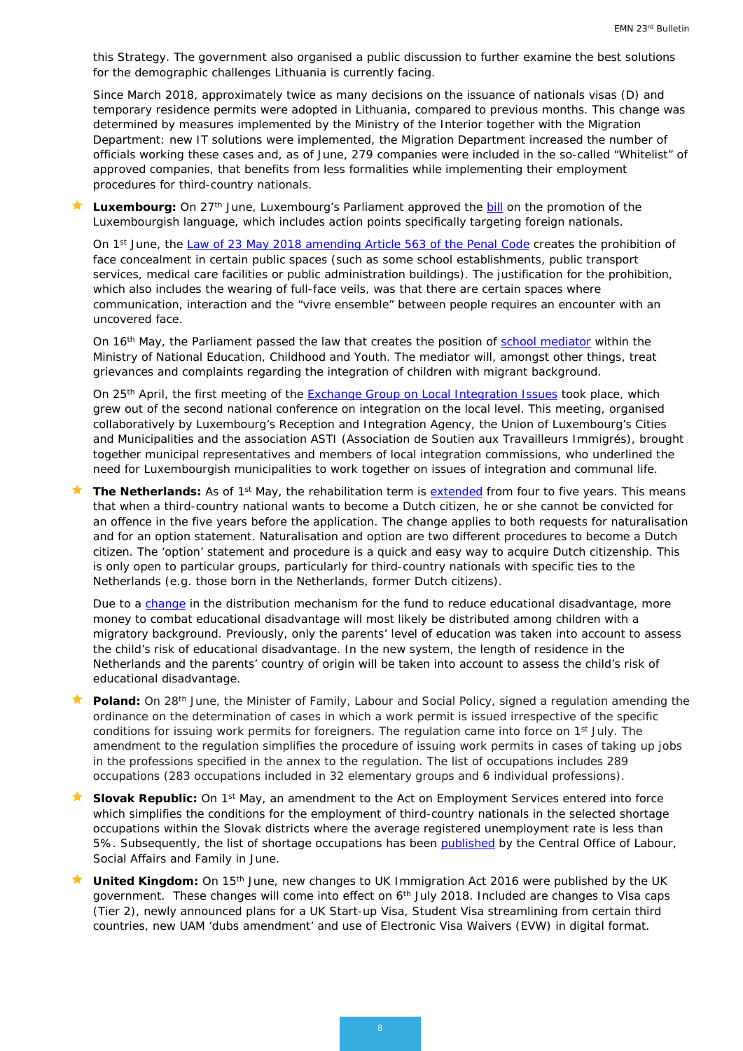this Strategy. The government also organised a public discussion to further examine the best solutions for the demographic challenges Lithuania is currently facing.

Since March 2018, approximately twice as many decisions on the issuance of nationals visas (D) and temporary residence permits were adopted in Lithuania, compared to previous months. This change was determined by measures implemented by the Ministry of the Interior together with the Migration Department: new IT solutions were implemented, the Migration Department increased the number of officials working these cases and, as of June, 279 companies were included in the so-called "Whitelist" of approved companies, that benefits from less formalities while implementing their employment procedures for third-country nationals.

- **Luxembourg:** On 27th June, Luxembourg's Parliament approved the bill on the promotion of the Luxembourgish language, which includes action points specifically targeting foreign nationals.

  On 1st June, the Law of 23 May 2018 amending Article 563 of the Penal Code creates the prohibition of face concealment in certain public spaces (such as some school establishments, public transport services, medical care facilities or public administration buildings). The justification for the prohibition, which also includes the wearing of full-face veils, was that there are certain spaces where communication, interaction and the "vivre ensemble" between people requires an encounter with an uncovered face.

  On 16th May, the Parliament passed the law that creates the position of school mediator within the Ministry of National Education, Childhood and Youth. The mediator will, amongst other things, treat grievances and complaints regarding the integration of children with migrant background.

  On 25th April, the first meeting of the Exchange Group on Local Integration Issues took place, which grew out of the second national conference on integration on the local level. This meeting, organised collaboratively by Luxembourg's Reception and Integration Agency, the Union of Luxembourg's Cities and Municipalities and the association ASTI (Association de Soutien aux Travailleurs Immigrés), brought together municipal representatives and members of local integration commissions, who underlined the need for Luxembourgish municipalities to work together on issues of integration and communal life.

- **The Netherlands:** As of 1st May, the rehabilitation term is extended from four to five years. This means that when a third-country national wants to become a Dutch citizen, he or she cannot be convicted for an offence in the five years before the application. The change applies to both requests for naturalisation and for an option statement. Naturalisation and option are two different procedures to become a Dutch citizen. The 'option' statement and procedure is a quick and easy way to acquire Dutch citizenship. This is only open to particular groups, particularly for third-country nationals with specific ties to the Netherlands (e.g. those born in the Netherlands, former Dutch citizens).

  Due to a change in the distribution mechanism for the fund to reduce educational disadvantage, more money to combat educational disadvantage will most likely be distributed among children with a migratory background. Previously, only the parents' level of education was taken into account to assess the child's risk of educational disadvantage. In the new system, the length of residence in the Netherlands and the parents' country of origin will be taken into account to assess the child's risk of educational disadvantage.

- **Poland:** On 28th June, the Minister of Family, Labour and Social Policy, signed a regulation amending the ordinance on the determination of cases in which a work permit is issued irrespective of the specific conditions for issuing work permits for foreigners. The regulation came into force on 1st July. The amendment to the regulation simplifies the procedure of issuing work permits in cases of taking up jobs in the professions specified in the annex to the regulation. The list of occupations includes 289 occupations (283 occupations included in 32 elementary groups and 6 individual professions).

- **Slovak Republic:** On 1st May, an amendment to the Act on Employment Services entered into force which simplifies the conditions for the employment of third-country nationals in the selected shortage occupations within the Slovak districts where the average registered unemployment rate is less than 5%. Subsequently, the list of shortage occupations has been published by the Central Office of Labour, Social Affairs and Family in June.

- **United Kingdom:** On 15th June, new changes to UK Immigration Act 2016 were published by the UK government. These changes will come into effect on 6th July 2018. Included are changes to Visa caps (Tier 2), newly announced plans for a UK Start-up Visa, Student Visa streamlining from certain third countries, new UAM 'dubs amendment' and use of Electronic Visa Waivers (EVW) in digital format.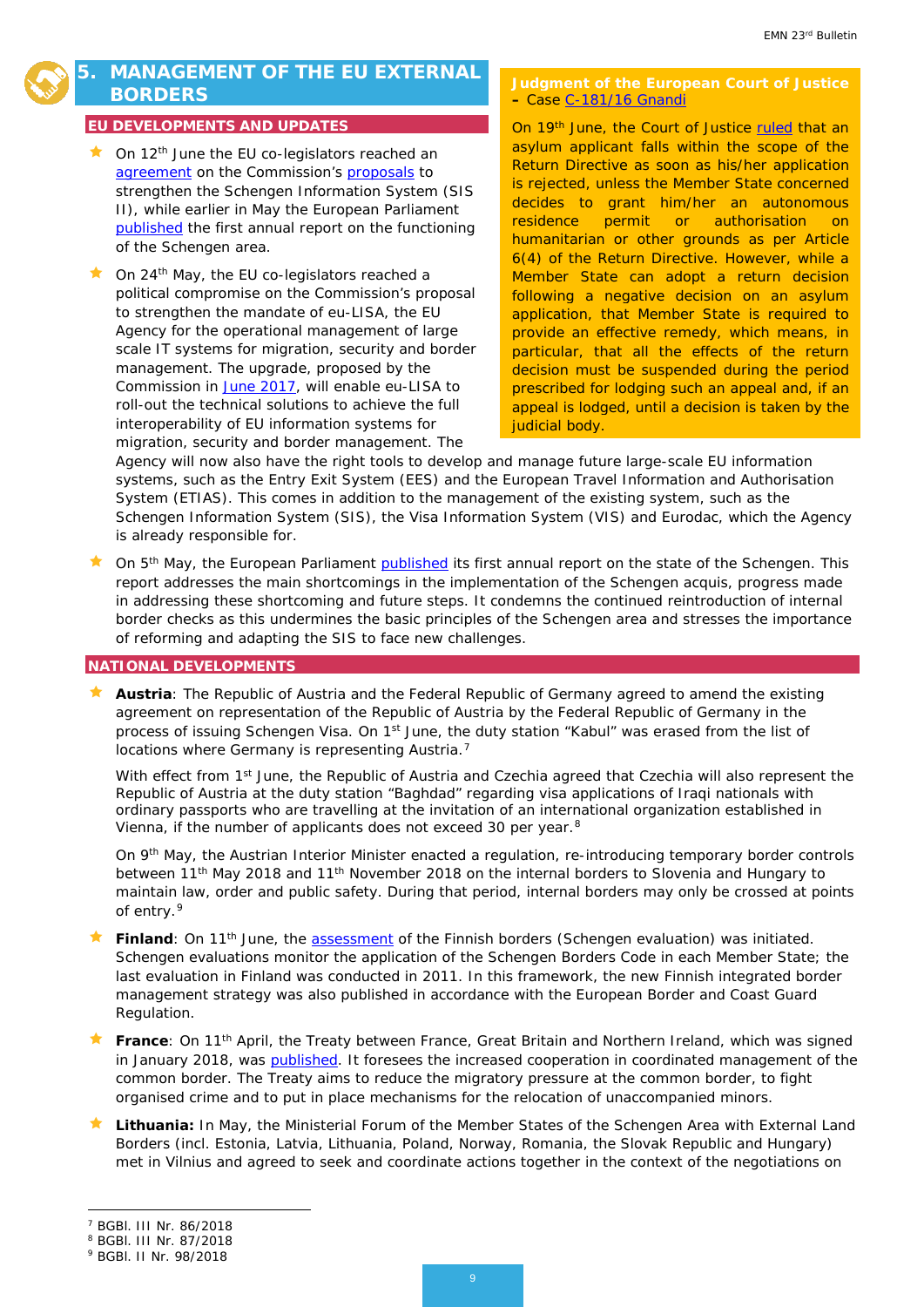# 5. MANAGEMENT OF THE EU EXTERNAL BORDERS

## EU DEVELOPMENTS AND UPDATES

- On 12th June the EU co-legislators reached an agreement on the Commission's proposals to strengthen the Schengen Information System (SIS II), while earlier in May the European Parliament published the first annual report on the functioning of the Schengen area.
- On 24th May, the EU co-legislators reached a political compromise on the Commission's proposal to strengthen the mandate of eu-LISA, the EU Agency for the operational management of large scale IT systems for migration, security and border management. The upgrade, proposed by the Commission in June 2017, will enable eu-LISA to roll-out the technical solutions to achieve the full interoperability of EU information systems for migration, security and border management. The Agency will now also have the right tools to develop and manage future large-scale EU information systems, such as the Entry Exit System (EES) and the European Travel Information and Authorisation System (ETIAS). This comes in addition to the management of the existing system, such as the Schengen Information System (SIS), the Visa Information System (VIS) and Eurodac, which the Agency is already responsible for.
- On 5th May, the European Parliament published its first annual report on the state of the Schengen. This report addresses the main shortcomings in the implementation of the Schengen acquis, progress made in addressing these shortcoming and future steps. It condemns the continued reintroduction of internal border checks as this undermines the basic principles of the Schengen area and stresses the importance of reforming and adapting the SIS to face new challenges.

**Judgment of the European Court of Justice – Case C-181/16 Gnandi**

On 19th June, the Court of Justice ruled that an asylum applicant falls within the scope of the Return Directive as soon as his/her application is rejected, unless the Member State concerned decides to grant him/her an autonomous residence permit or authorisation on humanitarian or other grounds as per Article 6(4) of the Return Directive. However, while a Member State can adopt a return decision following a negative decision on an asylum application, that Member State is required to provide an effective remedy, which means, in particular, that all the effects of the return decision must be suspended during the period prescribed for lodging such an appeal and, if an appeal is lodged, until a decision is taken by the judicial body.

## NATIONAL DEVELOPMENTS

- **Austria**: The Republic of Austria and the Federal Republic of Germany agreed to amend the existing agreement on representation of the Republic of Austria by the Federal Republic of Germany in the process of issuing Schengen Visa. On 1st June, the duty station "Kabul" was erased from the list of locations where Germany is representing Austria.[7]

  With effect from 1st June, the Republic of Austria and Czechia agreed that Czechia will also represent the Republic of Austria at the duty station "Baghdad" regarding visa applications of Iraqi nationals with ordinary passports who are travelling at the invitation of an international organization established in Vienna, if the number of applicants does not exceed 30 per year.[8]

  On 9th May, the Austrian Interior Minister enacted a regulation, re-introducing temporary border controls between 11th May 2018 and 11th November 2018 on the internal borders to Slovenia and Hungary to maintain law, order and public safety. During that period, internal borders may only be crossed at points of entry.[9]

- **Finland**: On 11th June, the assessment of the Finnish borders (Schengen evaluation) was initiated. Schengen evaluations monitor the application of the Schengen Borders Code in each Member State; the last evaluation in Finland was conducted in 2011. In this framework, the new Finnish integrated border management strategy was also published in accordance with the European Border and Coast Guard Regulation.

- **France**: On 11th April, the Treaty between France, Great Britain and Northern Ireland, which was signed in January 2018, was published. It foresees the increased cooperation in coordinated management of the common border. The Treaty aims to reduce the migratory pressure at the common border, to fight organised crime and to put in place mechanisms for the relocation of unaccompanied minors.

- **Lithuania:** In May, the Ministerial Forum of the Member States of the Schengen Area with External Land Borders (incl. Estonia, Latvia, Lithuania, Poland, Norway, Romania, the Slovak Republic and Hungary) met in Vilnius and agreed to seek and coordinate actions together in the context of the negotiations on

---

[7] BGBl. III Nr. 86/2018
[8] BGBl. III Nr. 87/2018
[9] BGBl. II Nr. 98/2018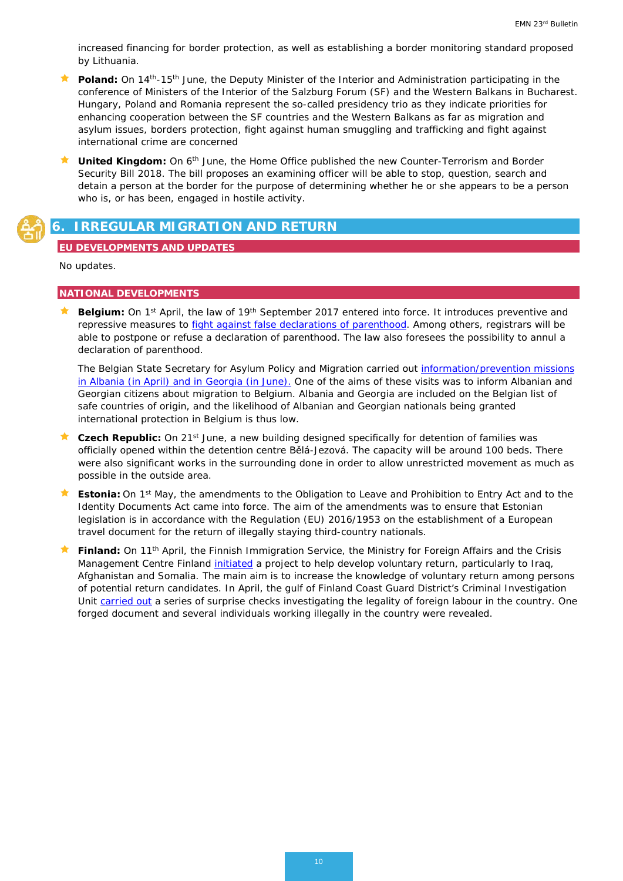increased financing for border protection, as well as establishing a border monitoring standard proposed by Lithuania.

- **Poland:** On 14th-15th June, the Deputy Minister of the Interior and Administration participating in the conference of Ministers of the Interior of the Salzburg Forum (SF) and the Western Balkans in Bucharest. Hungary, Poland and Romania represent the so-called presidency trio as they indicate priorities for enhancing cooperation between the SF countries and the Western Balkans as far as migration and asylum issues, borders protection, fight against human smuggling and trafficking and fight against international crime are concerned

- **United Kingdom:** On 6th June, the Home Office published the new Counter-Terrorism and Border Security Bill 2018. The bill proposes an examining officer will be able to stop, question, search and detain a person at the border for the purpose of determining whether he or she appears to be a person who is, or has been, engaged in hostile activity.

# 6. IRREGULAR MIGRATION AND RETURN

## EU DEVELOPMENTS AND UPDATES

No updates.

## NATIONAL DEVELOPMENTS

- **Belgium:** On 1st April, the law of 19th September 2017 entered into force. It introduces preventive and repressive measures to fight against false declarations of parenthood. Among others, registrars will be able to postpone or refuse a declaration of parenthood. The law also foresees the possibility to annul a declaration of parenthood.

  The Belgian State Secretary for Asylum Policy and Migration carried out information/prevention missions in Albania (in April) and in Georgia (in June). One of the aims of these visits was to inform Albanian and Georgian citizens about migration to Belgium. Albania and Georgia are included on the Belgian list of safe countries of origin, and the likelihood of Albanian and Georgian nationals being granted international protection in Belgium is thus low.

- **Czech Republic:** On 21st June, a new building designed specifically for detention of families was officially opened within the detention centre Bělá-Jezová. The capacity will be around 100 beds. There were also significant works in the surrounding done in order to allow unrestricted movement as much as possible in the outside area.

- **Estonia:** On 1st May, the amendments to the Obligation to Leave and Prohibition to Entry Act and to the Identity Documents Act came into force. The aim of the amendments was to ensure that Estonian legislation is in accordance with the Regulation (EU) 2016/1953 on the establishment of a European travel document for the return of illegally staying third-country nationals.

- **Finland:** On 11th April, the Finnish Immigration Service, the Ministry for Foreign Affairs and the Crisis Management Centre Finland initiated a project to help develop voluntary return, particularly to Iraq, Afghanistan and Somalia. The main aim is to increase the knowledge of voluntary return among persons of potential return candidates. In April, the gulf of Finland Coast Guard District's Criminal Investigation Unit carried out a series of surprise checks investigating the legality of foreign labour in the country. One forged document and several individuals working illegally in the country were revealed.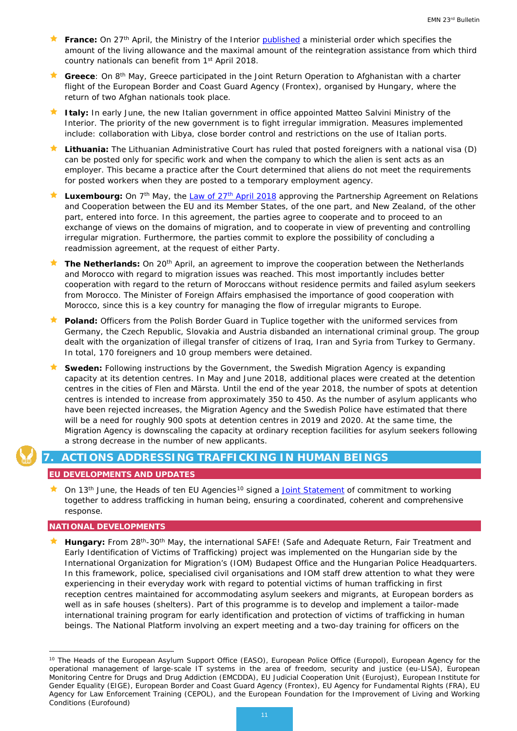- **France:** On 27th April, the Ministry of the Interior published a ministerial order which specifies the amount of the living allowance and the maximal amount of the reintegration assistance from which third country nationals can benefit from 1st April 2018.
- **Greece**: On 8th May, Greece participated in the Joint Return Operation to Afghanistan with a charter flight of the European Border and Coast Guard Agency (Frontex), organised by Hungary, where the return of two Afghan nationals took place.
- **Italy:** In early June, the new Italian government in office appointed Matteo Salvini Ministry of the Interior. The priority of the new government is to fight irregular immigration. Measures implemented include: collaboration with Libya, close border control and restrictions on the use of Italian ports.
- **Lithuania:** The Lithuanian Administrative Court has ruled that posted foreigners with a national visa (D) can be posted only for specific work and when the company to which the alien is sent acts as an employer. This became a practice after the Court determined that aliens do not meet the requirements for posted workers when they are posted to a temporary employment agency.
- **Luxembourg:** On 7th May, the Law of 27th April 2018 approving the Partnership Agreement on Relations and Cooperation between the EU and its Member States, of the one part, and New Zealand, of the other part, entered into force. In this agreement, the parties agree to cooperate and to proceed to an exchange of views on the domains of migration, and to cooperate in view of preventing and controlling irregular migration. Furthermore, the parties commit to explore the possibility of concluding a readmission agreement, at the request of either Party.
- **The Netherlands:** On 20th April, an agreement to improve the cooperation between the Netherlands and Morocco with regard to migration issues was reached. This most importantly includes better cooperation with regard to the return of Moroccans without residence permits and failed asylum seekers from Morocco. The Minister of Foreign Affairs emphasised the importance of good cooperation with Morocco, since this is a key country for managing the flow of irregular migrants to Europe.
- **Poland:** Officers from the Polish Border Guard in Tuplice together with the uniformed services from Germany, the Czech Republic, Slovakia and Austria disbanded an international criminal group. The group dealt with the organization of illegal transfer of citizens of Iraq, Iran and Syria from Turkey to Germany. In total, 170 foreigners and 10 group members were detained.
- **Sweden:** Following instructions by the Government, the Swedish Migration Agency is expanding capacity at its detention centres. In May and June 2018, additional places were created at the detention centres in the cities of Flen and Märsta. Until the end of the year 2018, the number of spots at detention centres is intended to increase from approximately 350 to 450. As the number of asylum applicants who have been rejected increases, the Migration Agency and the Swedish Police have estimated that there will be a need for roughly 900 spots at detention centres in 2019 and 2020. At the same time, the Migration Agency is downscaling the capacity at ordinary reception facilities for asylum seekers following a strong decrease in the number of new applicants.

# 7. ACTIONS ADDRESSING TRAFFICKING IN HUMAN BEINGS

## EU DEVELOPMENTS AND UPDATES

- On 13th June, the Heads of ten EU Agencies[10] signed a Joint Statement of commitment to working together to address trafficking in human being, ensuring a coordinated, coherent and comprehensive response.

## NATIONAL DEVELOPMENTS

- **Hungary:** From 28th-30th May, the international SAFE! (Safe and Adequate Return, Fair Treatment and Early Identification of Victims of Trafficking) project was implemented on the Hungarian side by the International Organization for Migration's (IOM) Budapest Office and the Hungarian Police Headquarters. In this framework, police, specialised civil organisations and IOM staff drew attention to what they were experiencing in their everyday work with regard to potential victims of human trafficking in first reception centres maintained for accommodating asylum seekers and migrants, at European borders as well as in safe houses (shelters). Part of this programme is to develop and implement a tailor-made international training program for early identification and protection of victims of trafficking in human beings. The National Platform involving an expert meeting and a two-day training for officers on the

[10] The Heads of the European Asylum Support Office (EASO), European Police Office (Europol), European Agency for the operational management of large-scale IT systems in the area of freedom, security and justice (eu-LISA), European Monitoring Centre for Drugs and Drug Addiction (EMCDDA), EU Judicial Cooperation Unit (Eurojust), European Institute for Gender Equality (EIGE), European Border and Coast Guard Agency (Frontex), EU Agency for Fundamental Rights (FRA), EU Agency for Law Enforcement Training (CEPOL), and the European Foundation for the Improvement of Living and Working Conditions (Eurofound)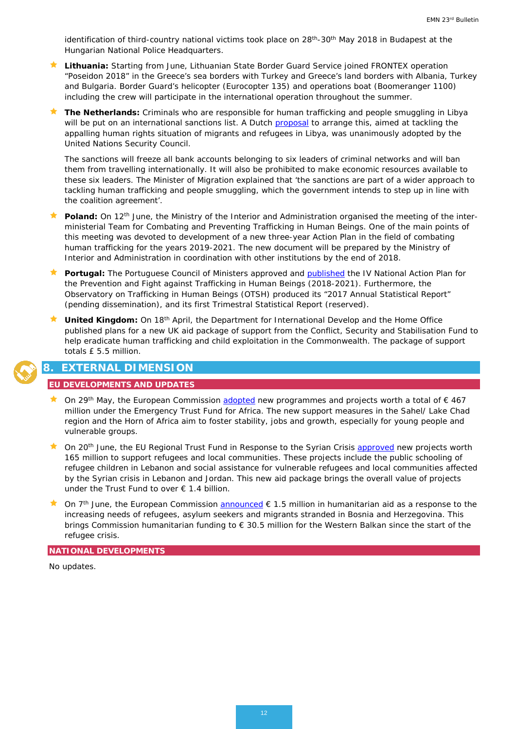identification of third-country national victims took place on 28th-30th May 2018 in Budapest at the Hungarian National Police Headquarters.

- **Lithuania:** Starting from June, Lithuanian State Border Guard Service joined FRONTEX operation “Poseidon 2018” in the Greece’s sea borders with Turkey and Greece’s land borders with Albania, Turkey and Bulgaria. Border Guard’s helicopter (Eurocopter 135) and operations boat (Boomeranger 1100) including the crew will participate in the international operation throughout the summer.

- **The Netherlands:** Criminals who are responsible for human trafficking and people smuggling in Libya will be put on an international sanctions list. A Dutch proposal to arrange this, aimed at tackling the appalling human rights situation of migrants and refugees in Libya, was unanimously adopted by the United Nations Security Council.

  The sanctions will freeze all bank accounts belonging to six leaders of criminal networks and will ban them from travelling internationally. It will also be prohibited to make economic resources available to these six leaders. The Minister of Migration explained that ‘the sanctions are part of a wider approach to tackling human trafficking and people smuggling, which the government intends to step up in line with the coalition agreement’.

- **Poland:** On 12th June, the Ministry of the Interior and Administration organised the meeting of the inter-ministerial Team for Combating and Preventing Trafficking in Human Beings. One of the main points of this meeting was devoted to development of a new three-year Action Plan in the field of combating human trafficking for the years 2019-2021. The new document will be prepared by the Ministry of Interior and Administration in coordination with other institutions by the end of 2018.

- **Portugal:** The Portuguese Council of Ministers approved and published the IV National Action Plan for the Prevention and Fight against Trafficking in Human Beings (2018-2021). Furthermore, the Observatory on Trafficking in Human Beings (OTSH) produced its “2017 Annual Statistical Report” (pending dissemination), and its first Trimestral Statistical Report (reserved).

- **United Kingdom:** On 18th April, the Department for International Develop and the Home Office published plans for a new UK aid package of support from the Conflict, Security and Stabilisation Fund to help eradicate human trafficking and child exploitation in the Commonwealth. The package of support totals £ 5.5 million.

# 8. EXTERNAL DIMENSION

## EU DEVELOPMENTS AND UPDATES

- On 29th May, the European Commission adopted new programmes and projects worth a total of € 467 million under the Emergency Trust Fund for Africa. The new support measures in the Sahel/ Lake Chad region and the Horn of Africa aim to foster stability, jobs and growth, especially for young people and vulnerable groups.

- On 20th June, the EU Regional Trust Fund in Response to the Syrian Crisis approved new projects worth 165 million to support refugees and local communities. These projects include the public schooling of refugee children in Lebanon and social assistance for vulnerable refugees and local communities affected by the Syrian crisis in Lebanon and Jordan. This new aid package brings the overall value of projects under the Trust Fund to over € 1.4 billion.

- On 7th June, the European Commission announced € 1.5 million in humanitarian aid as a response to the increasing needs of refugees, asylum seekers and migrants stranded in Bosnia and Herzegovina. This brings Commission humanitarian funding to € 30.5 million for the Western Balkan since the start of the refugee crisis.

## NATIONAL DEVELOPMENTS

No updates.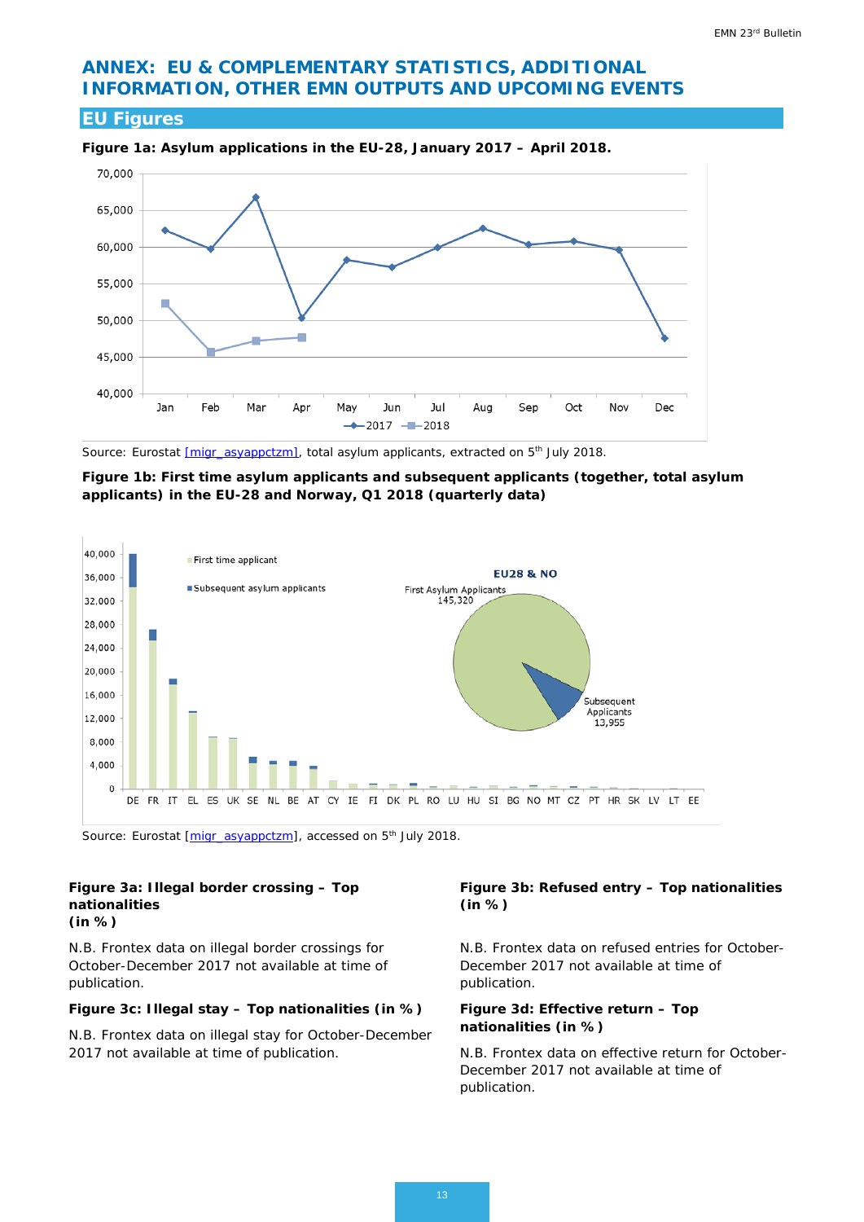# ANNEX: EU & COMPLEMENTARY STATISTICS, ADDITIONAL INFORMATION, OTHER EMN OUTPUTS AND UPCOMING EVENTS

## EU Figures

**Figure 1a: Asylum applications in the EU-28, January 2017 – April 2018.**

Source: Eurostat [migr_asyappctzm], total asylum applicants, extracted on 5th July 2018.

**Figure 1b: First time asylum applicants and subsequent applicants (together, total asylum applicants) in the EU-28 and Norway, Q1 2018 (quarterly data)**

Source: Eurostat [migr_asyappctzm], accessed on 5th July 2018.

**Figure 3a: Illegal border crossing – Top nationalities (in %)**

N.B. Frontex data on illegal border crossings for October-December 2017 not available at time of publication.

**Figure 3b: Refused entry – Top nationalities (in %)**

N.B. Frontex data on refused entries for October-December 2017 not available at time of publication.

**Figure 3c: Illegal stay – Top nationalities (in %)**

N.B. Frontex data on illegal stay for October-December 2017 not available at time of publication.

**Figure 3d: Effective return – Top nationalities (in %)**

N.B. Frontex data on effective return for October-December 2017 not available at time of publication.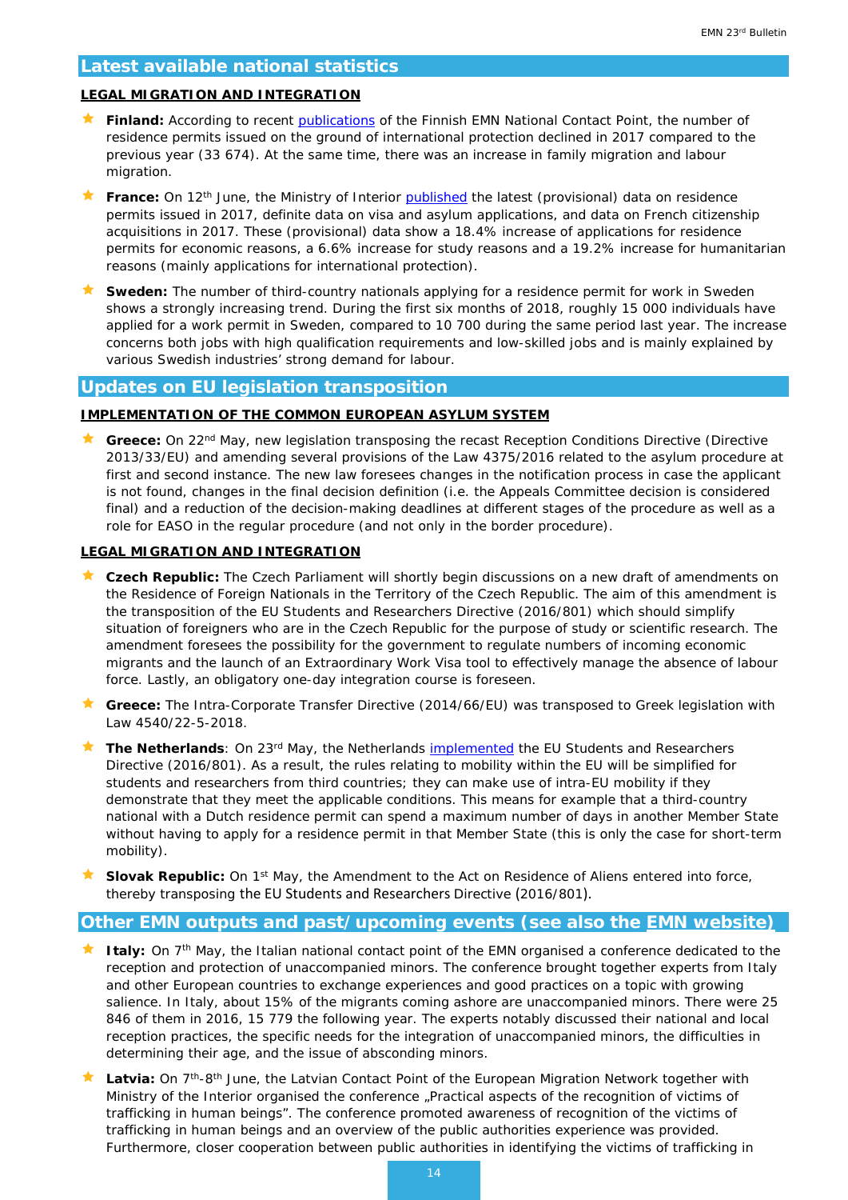## Latest available national statistics

**LEGAL MIGRATION AND INTEGRATION**

- **Finland:** According to recent publications of the Finnish EMN National Contact Point, the number of residence permits issued on the ground of international protection declined in 2017 compared to the previous year (33 674). At the same time, there was an increase in family migration and labour migration.
- **France:** On 12th June, the Ministry of Interior published the latest (provisional) data on residence permits issued in 2017, definite data on visa and asylum applications, and data on French citizenship acquisitions in 2017. These (provisional) data show a 18.4% increase of applications for residence permits for economic reasons, a 6.6% increase for study reasons and a 19.2% increase for humanitarian reasons (mainly applications for international protection).
- **Sweden:** The number of third-country nationals applying for a residence permit for work in Sweden shows a strongly increasing trend. During the first six months of 2018, roughly 15 000 individuals have applied for a work permit in Sweden, compared to 10 700 during the same period last year. The increase concerns both jobs with high qualification requirements and low-skilled jobs and is mainly explained by various Swedish industries' strong demand for labour.

## Updates on EU legislation transposition

**IMPLEMENTATION OF THE COMMON EUROPEAN ASYLUM SYSTEM**

- **Greece:** On 22nd May, new legislation transposing the recast Reception Conditions Directive (Directive 2013/33/EU) and amending several provisions of the Law 4375/2016 related to the asylum procedure at first and second instance. The new law foresees changes in the notification process in case the applicant is not found, changes in the final decision definition (i.e. the Appeals Committee decision is considered final) and a reduction of the decision-making deadlines at different stages of the procedure as well as a role for EASO in the regular procedure (and not only in the border procedure).

**LEGAL MIGRATION AND INTEGRATION**

- **Czech Republic:** The Czech Parliament will shortly begin discussions on a new draft of amendments on the Residence of Foreign Nationals in the Territory of the Czech Republic. The aim of this amendment is the transposition of the EU Students and Researchers Directive (2016/801) which should simplify situation of foreigners who are in the Czech Republic for the purpose of study or scientific research. The amendment foresees the possibility for the government to regulate numbers of incoming economic migrants and the launch of an Extraordinary Work Visa tool to effectively manage the absence of labour force. Lastly, an obligatory one-day integration course is foreseen.
- **Greece:** The Intra-Corporate Transfer Directive (2014/66/EU) was transposed to Greek legislation with Law 4540/22-5-2018.
- **The Netherlands**: On 23rd May, the Netherlands implemented the EU Students and Researchers Directive (2016/801). As a result, the rules relating to mobility within the EU will be simplified for students and researchers from third countries; they can make use of intra-EU mobility if they demonstrate that they meet the applicable conditions. This means for example that a third-country national with a Dutch residence permit can spend a maximum number of days in another Member State without having to apply for a residence permit in that Member State (this is only the case for short-term mobility).
- **Slovak Republic:** On 1st May, the Amendment to the Act on Residence of Aliens entered into force, thereby transposing the EU Students and Researchers Directive (2016/801).

## Other EMN outputs and past/upcoming events (see also the EMN website)

- **Italy:** On 7th May, the Italian national contact point of the EMN organised a conference dedicated to the reception and protection of unaccompanied minors. The conference brought together experts from Italy and other European countries to exchange experiences and good practices on a topic with growing salience. In Italy, about 15% of the migrants coming ashore are unaccompanied minors. There were 25 846 of them in 2016, 15 779 the following year. The experts notably discussed their national and local reception practices, the specific needs for the integration of unaccompanied minors, the difficulties in determining their age, and the issue of absconding minors.
- **Latvia:** On 7th-8th June, the Latvian Contact Point of the European Migration Network together with Ministry of the Interior organised the conference „Practical aspects of the recognition of victims of trafficking in human beings". The conference promoted awareness of recognition of the victims of trafficking in human beings and an overview of the public authorities experience was provided. Furthermore, closer cooperation between public authorities in identifying the victims of trafficking in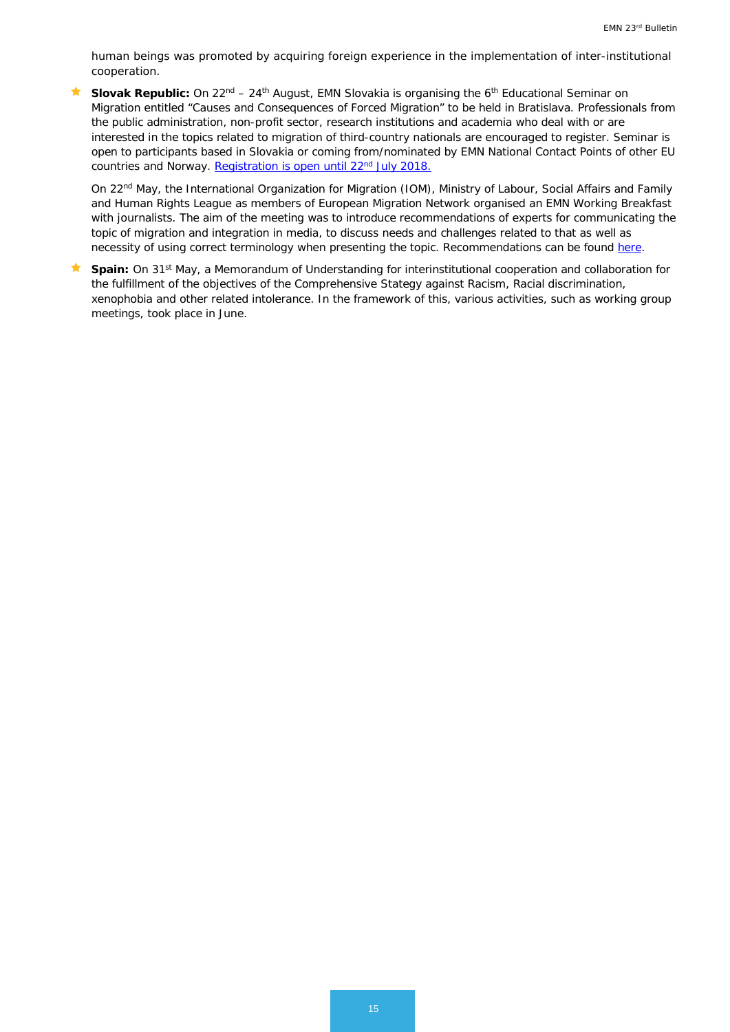human beings was promoted by acquiring foreign experience in the implementation of inter-institutional cooperation.

- **Slovak Republic:** On 22nd – 24th August, EMN Slovakia is organising the 6th Educational Seminar on Migration entitled "Causes and Consequences of Forced Migration" to be held in Bratislava. Professionals from the public administration, non-profit sector, research institutions and academia who deal with or are interested in the topics related to migration of third-country nationals are encouraged to register. Seminar is open to participants based in Slovakia or coming from/nominated by EMN National Contact Points of other EU countries and Norway. Registration is open until 22nd July 2018.

  On 22nd May, the International Organization for Migration (IOM), Ministry of Labour, Social Affairs and Family and Human Rights League as members of European Migration Network organised an EMN Working Breakfast with journalists. The aim of the meeting was to introduce recommendations of experts for communicating the topic of migration and integration in media, to discuss needs and challenges related to that as well as necessity of using correct terminology when presenting the topic. Recommendations can be found here.

- **Spain:** On 31st May, a Memorandum of Understanding for interinstitutional cooperation and collaboration for the fulfillment of the objectives of the Comprehensive Stategy against Racism, Racial discrimination, xenophobia and other related intolerance. In the framework of this, various activities, such as working group meetings, took place in June.